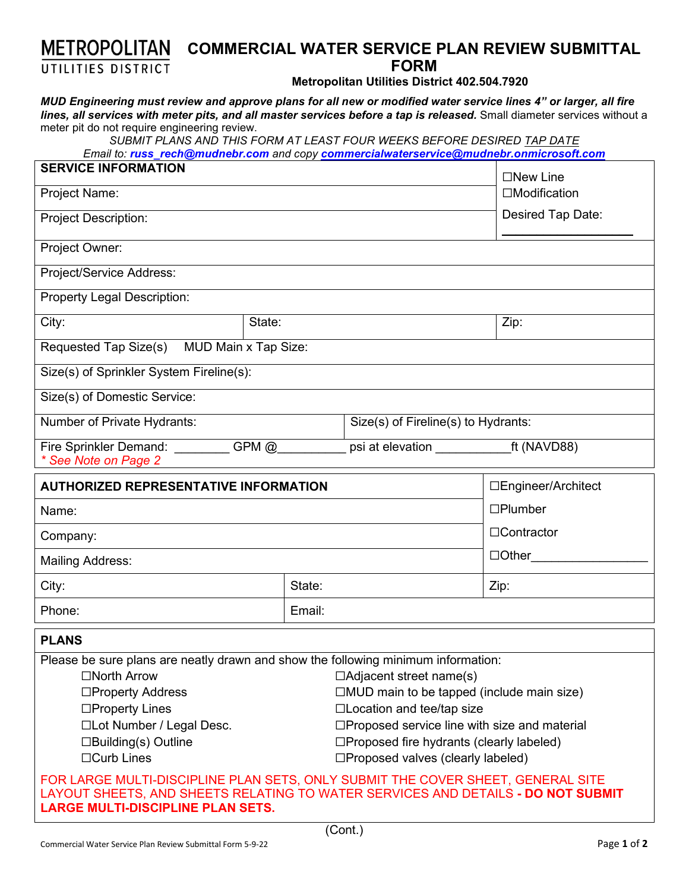# METROPOLITAN UTILITIES DISTRICT

# COMMERCIAL WATER SERVICE PLAN REVIEW SUBMITTAL FORM

**Metropolitan Utilities District 402.504.7920**

***MUD Engineering must review and approve plans for all new or modified water service lines 4" or larger, all fire lines, all services with meter pits, and all master services before a tap is released.*** Small diameter services without a meter pit do not require engineering review.

*SUBMIT PLANS AND THIS FORM AT LEAST FOUR WEEKS BEFORE DESIRED TAP DATE*

*Email to:* ***russ_rech@mudnebr.com*** *and copy* ***commercialwaterservice@mudnebr.onmicrosoft.com***

| **SERVICE INFORMATION** | | ☐New Line ☐Modification Desired Tap Date: ____________ |
|---|---|---|
| Project Name: | | |
| Project Description: | | |
| Project Owner: | | |
| Project/Service Address: | | |
| Property Legal Description: | | |
| City: | State: | Zip: |
| Requested Tap Size(s) MUD Main x Tap Size: | | |
| Size(s) of Sprinkler System Fireline(s): | | |
| Size(s) of Domestic Service: | | |
| Number of Private Hydrants: | Size(s) of Fireline(s) to Hydrants: | |
| Fire Sprinkler Demand: ________ GPM @__________ psi at elevation ___________ft (NAVD88) *\* See Note on Page 2* | | |

| **AUTHORIZED REPRESENTATIVE INFORMATION** | | ☐Engineer/Architect |
|---|---|---|
| Name: | | ☐Plumber |
| Company: | | ☐Contractor |
| Mailing Address: | | ☐Other_________________ |
| City: | State: | Zip: |
| Phone: | Email: | |

## PLANS

Please be sure plans are neatly drawn and show the following minimum information:

| | |
|---|---|
| ☐North Arrow | ☐Adjacent street name(s) |
| ☐Property Address | ☐MUD main to be tapped (include main size) |
| ☐Property Lines | ☐Location and tee/tap size |
| ☐Lot Number / Legal Desc. | ☐Proposed service line with size and material |
| ☐Building(s) Outline | ☐Proposed fire hydrants (clearly labeled) |
| ☐Curb Lines | ☐Proposed valves (clearly labeled) |

FOR LARGE MULTI-DISCIPLINE PLAN SETS, ONLY SUBMIT THE COVER SHEET, GENERAL SITE LAYOUT SHEETS, AND SHEETS RELATING TO WATER SERVICES AND DETAILS **- DO NOT SUBMIT LARGE MULTI-DISCIPLINE PLAN SETS.**

(Cont.)

Commercial Water Service Plan Review Submittal Form 5-9-22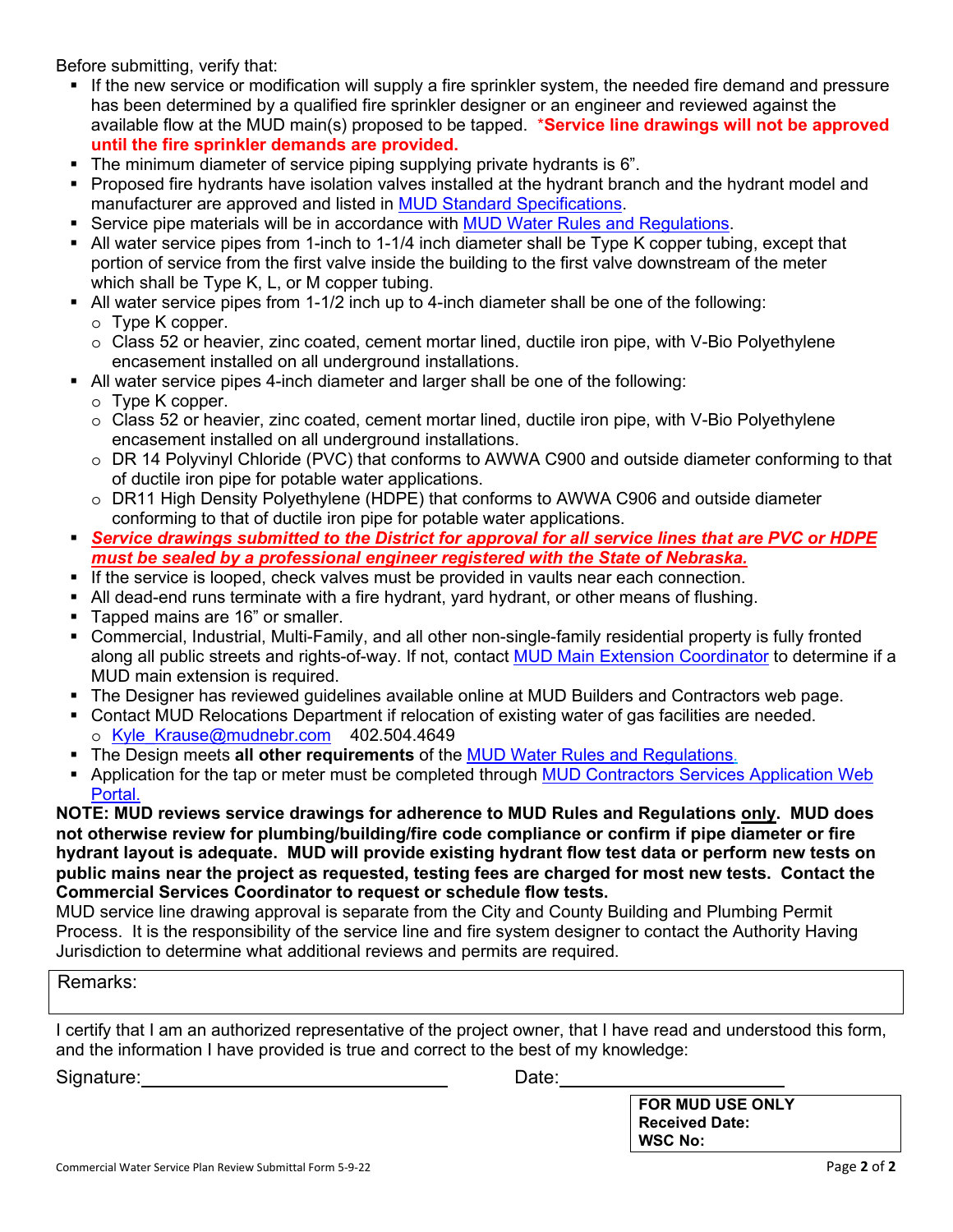Before submitting, verify that:

- If the new service or modification will supply a fire sprinkler system, the needed fire demand and pressure has been determined by a qualified fire sprinkler designer or an engineer and reviewed against the available flow at the MUD main(s) proposed to be tapped. ***Service line drawings will not be approved until the fire sprinkler demands are provided.***
- The minimum diameter of service piping supplying private hydrants is 6".
- Proposed fire hydrants have isolation valves installed at the hydrant branch and the hydrant model and manufacturer are approved and listed in MUD Standard Specifications.
- Service pipe materials will be in accordance with MUD Water Rules and Regulations.
- All water service pipes from 1-inch to 1-1/4 inch diameter shall be Type K copper tubing, except that portion of service from the first valve inside the building to the first valve downstream of the meter which shall be Type K, L, or M copper tubing.
- All water service pipes from 1-1/2 inch up to 4-inch diameter shall be one of the following:
  - Type K copper.
  - Class 52 or heavier, zinc coated, cement mortar lined, ductile iron pipe, with V-Bio Polyethylene encasement installed on all underground installations.
- All water service pipes 4-inch diameter and larger shall be one of the following:
  - Type K copper.
  - Class 52 or heavier, zinc coated, cement mortar lined, ductile iron pipe, with V-Bio Polyethylene encasement installed on all underground installations.
  - DR 14 Polyvinyl Chloride (PVC) that conforms to AWWA C900 and outside diameter conforming to that of ductile iron pipe for potable water applications.
  - DR11 High Density Polyethylene (HDPE) that conforms to AWWA C906 and outside diameter conforming to that of ductile iron pipe for potable water applications.
- ***Service drawings submitted to the District for approval for all service lines that are PVC or HDPE must be sealed by a professional engineer registered with the State of Nebraska.***
- If the service is looped, check valves must be provided in vaults near each connection.
- All dead-end runs terminate with a fire hydrant, yard hydrant, or other means of flushing.
- Tapped mains are 16" or smaller.
- Commercial, Industrial, Multi-Family, and all other non-single-family residential property is fully fronted along all public streets and rights-of-way. If not, contact MUD Main Extension Coordinator to determine if a MUD main extension is required.
- The Designer has reviewed guidelines available online at MUD Builders and Contractors web page.
- Contact MUD Relocations Department if relocation of existing water of gas facilities are needed.
  - Kyle_Krause@mudnebr.com 402.504.4649
- The Design meets **all other requirements** of the MUD Water Rules and Regulations.
- Application for the tap or meter must be completed through MUD Contractors Services Application Web Portal.

**NOTE: MUD reviews service drawings for adherence to MUD Rules and Regulations only. MUD does not otherwise review for plumbing/building/fire code compliance or confirm if pipe diameter or fire hydrant layout is adequate. MUD will provide existing hydrant flow test data or perform new tests on public mains near the project as requested, testing fees are charged for most new tests. Contact the Commercial Services Coordinator to request or schedule flow tests.**

MUD service line drawing approval is separate from the City and County Building and Plumbing Permit Process. It is the responsibility of the service line and fire system designer to contact the Authority Having Jurisdiction to determine what additional reviews and permits are required.

| Remarks: |
| --- |
| |

I certify that I am an authorized representative of the project owner, that I have read and understood this form, and the information I have provided is true and correct to the best of my knowledge:

Signature:______________________________ Date:______________________

| **FOR MUD USE ONLY** |
| --- |
| **Received Date:** |
| **WSC No:** |

Commercial Water Service Plan Review Submittal Form 5-9-22